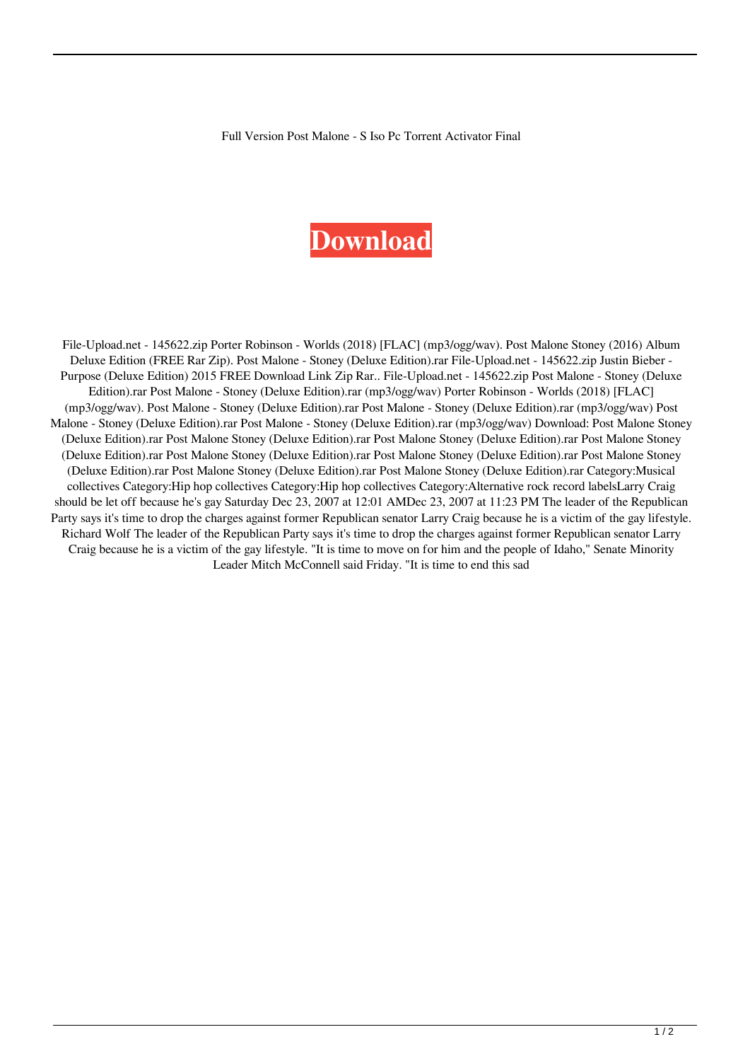Full Version Post Malone - S Iso Pc Torrent Activator Final

**Download**

File-Upload.net - 145622.zip Porter Robinson - Worlds (2018) [FLAC] (mp3/ogg/wav). Post Malone Stoney (2016) Album Deluxe Edition (FREE Rar Zip). Post Malone - Stoney (Deluxe Edition).rar File-Upload.net - 145622.zip Justin Bieber - Purpose (Deluxe Edition) 2015 FREE Download Link Zip Rar.. File-Upload.net - 145622.zip Post Malone - Stoney (Deluxe Edition).rar Post Malone - Stoney (Deluxe Edition).rar (mp3/ogg/wav) Porter Robinson - Worlds (2018) [FLAC] (mp3/ogg/wav). Post Malone - Stoney (Deluxe Edition).rar Post Malone - Stoney (Deluxe Edition).rar (mp3/ogg/wav) Post Malone - Stoney (Deluxe Edition).rar Post Malone - Stoney (Deluxe Edition).rar (mp3/ogg/wav) Download: Post Malone Stoney (Deluxe Edition).rar Post Malone Stoney (Deluxe Edition).rar Post Malone Stoney (Deluxe Edition).rar Post Malone Stoney (Deluxe Edition).rar Post Malone Stoney (Deluxe Edition).rar Post Malone Stoney (Deluxe Edition).rar Post Malone Stoney (Deluxe Edition).rar Post Malone Stoney (Deluxe Edition).rar Post Malone Stoney (Deluxe Edition).rar Category:Musical collectives Category:Hip hop collectives Category:Hip hop collectives Category:Alternative rock record labelsLarry Craig should be let off because he's gay Saturday Dec 23, 2007 at 12:01 AMDec 23, 2007 at 11:23 PM The leader of the Republican Party says it's time to drop the charges against former Republican senator Larry Craig because he is a victim of the gay lifestyle. Richard Wolf The leader of the Republican Party says it's time to drop the charges against former Republican senator Larry Craig because he is a victim of the gay lifestyle. "It is time to move on for him and the people of Idaho," Senate Minority Leader Mitch McConnell said Friday. "It is time to end this sad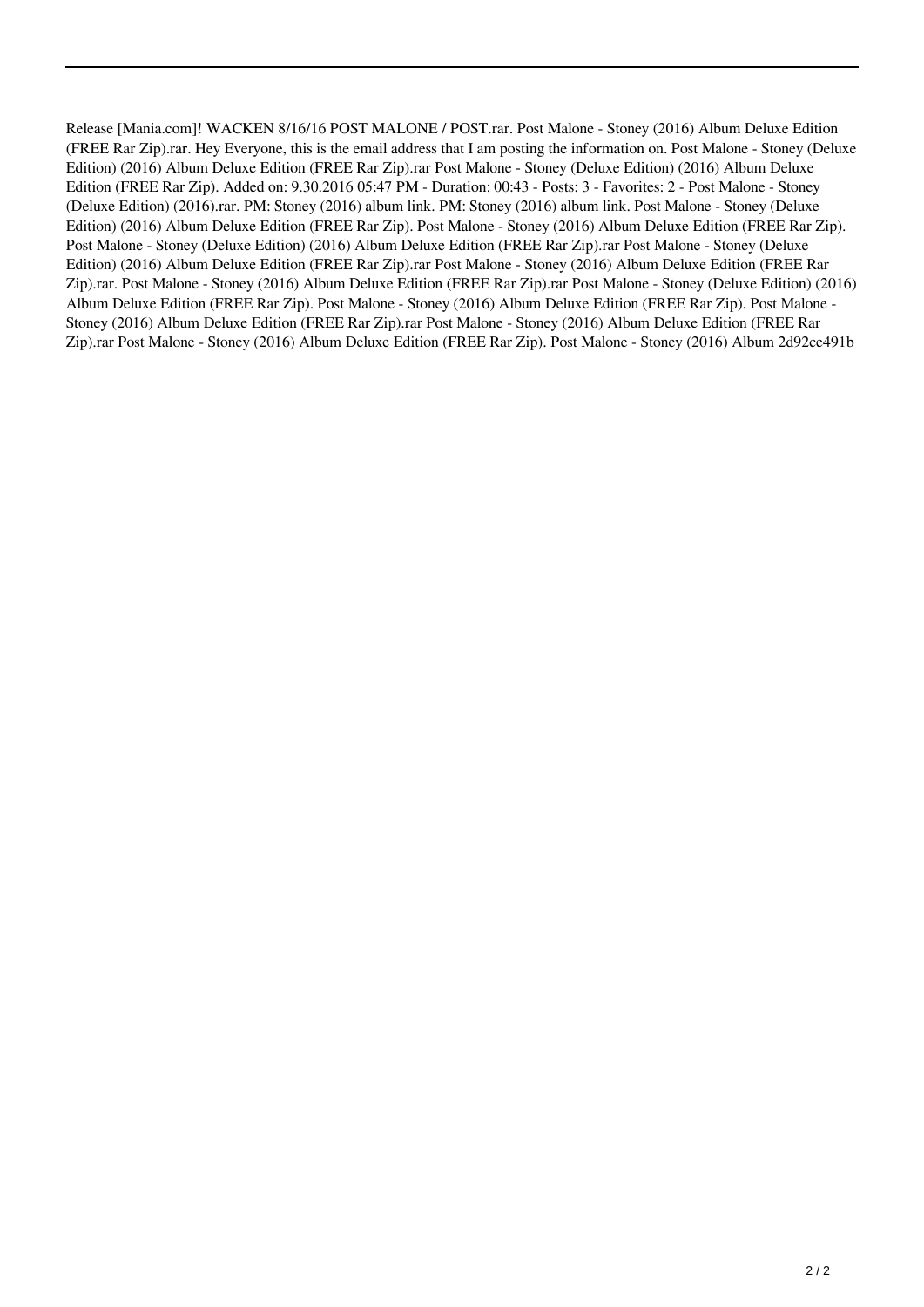Release [Mania.com]! WACKEN 8/16/16 POST MALONE / POST.rar. Post Malone - Stoney (2016) Album Deluxe Edition (FREE Rar Zip).rar. Hey Everyone, this is the email address that I am posting the information on. Post Malone - Stoney (Deluxe Edition) (2016) Album Deluxe Edition (FREE Rar Zip).rar Post Malone - Stoney (Deluxe Edition) (2016) Album Deluxe Edition (FREE Rar Zip). Added on: 9.30.2016 05:47 PM - Duration: 00:43 - Posts: 3 - Favorites: 2 - Post Malone - Stoney (Deluxe Edition) (2016).rar. PM: Stoney (2016) album link. PM: Stoney (2016) album link. Post Malone - Stoney (Deluxe Edition) (2016) Album Deluxe Edition (FREE Rar Zip). Post Malone - Stoney (2016) Album Deluxe Edition (FREE Rar Zip). Post Malone - Stoney (Deluxe Edition) (2016) Album Deluxe Edition (FREE Rar Zip).rar Post Malone - Stoney (Deluxe Edition) (2016) Album Deluxe Edition (FREE Rar Zip).rar Post Malone - Stoney (2016) Album Deluxe Edition (FREE Rar Zip).rar. Post Malone - Stoney (2016) Album Deluxe Edition (FREE Rar Zip).rar Post Malone - Stoney (Deluxe Edition) (2016) Album Deluxe Edition (FREE Rar Zip). Post Malone - Stoney (2016) Album Deluxe Edition (FREE Rar Zip). Post Malone - Stoney (2016) Album Deluxe Edition (FREE Rar Zip).rar Post Malone - Stoney (2016) Album Deluxe Edition (FREE Rar Zip).rar Post Malone - Stoney (2016) Album Deluxe Edition (FREE Rar Zip). Post Malone - Stoney (2016) Album 2d92ce491b